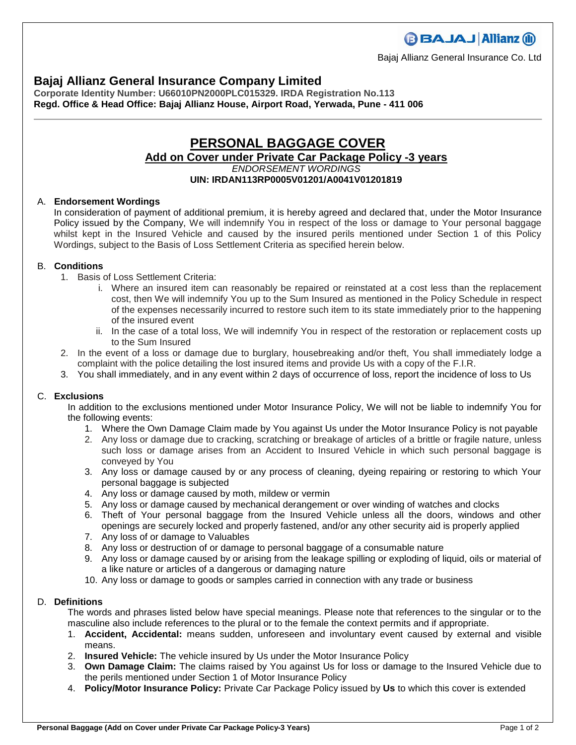Bajaj Allianz General Insurance Co. Ltd

## Bajaj Allianz General Insurance Company Limited

**Corporate Identity Number: U66010PN2000PLC015329. IRDA Registration No.113**
**Regd. Office & Head Office: Bajaj Allianz House, Airport Road, Yerwada, Pune - 411 006**

# PERSONAL BAGGAGE COVER

## Add on Cover under Private Car Package Policy -3 years

*ENDORSEMENT WORDINGS*

**UIN: IRDAN113RP0005V01201/A0041V01201819**

A. **Endorsement Wordings**

In consideration of payment of additional premium, it is hereby agreed and declared that, under the Motor Insurance Policy issued by the Company, We will indemnify You in respect of the loss or damage to Your personal baggage whilst kept in the Insured Vehicle and caused by the insured perils mentioned under Section 1 of this Policy Wordings, subject to the Basis of Loss Settlement Criteria as specified herein below.

B. **Conditions**

1. Basis of Loss Settlement Criteria:
   i. Where an insured item can reasonably be repaired or reinstated at a cost less than the replacement cost, then We will indemnify You up to the Sum Insured as mentioned in the Policy Schedule in respect of the expenses necessarily incurred to restore such item to its state immediately prior to the happening of the insured event
   ii. In the case of a total loss, We will indemnify You in respect of the restoration or replacement costs up to the Sum Insured
2. In the event of a loss or damage due to burglary, housebreaking and/or theft, You shall immediately lodge a complaint with the police detailing the lost insured items and provide Us with a copy of the F.I.R.
3. You shall immediately, and in any event within 2 days of occurrence of loss, report the incidence of loss to Us

C. **Exclusions**

In addition to the exclusions mentioned under Motor Insurance Policy, We will not be liable to indemnify You for the following events:

1. Where the Own Damage Claim made by You against Us under the Motor Insurance Policy is not payable
2. Any loss or damage due to cracking, scratching or breakage of articles of a brittle or fragile nature, unless such loss or damage arises from an Accident to Insured Vehicle in which such personal baggage is conveyed by You
3. Any loss or damage caused by or any process of cleaning, dyeing repairing or restoring to which Your personal baggage is subjected
4. Any loss or damage caused by moth, mildew or vermin
5. Any loss or damage caused by mechanical derangement or over winding of watches and clocks
6. Theft of Your personal baggage from the Insured Vehicle unless all the doors, windows and other openings are securely locked and properly fastened, and/or any other security aid is properly applied
7. Any loss of or damage to Valuables
8. Any loss or destruction of or damage to personal baggage of a consumable nature
9. Any loss or damage caused by or arising from the leakage spilling or exploding of liquid, oils or material of a like nature or articles of a dangerous or damaging nature
10. Any loss or damage to goods or samples carried in connection with any trade or business

D. **Definitions**

The words and phrases listed below have special meanings. Please note that references to the singular or to the masculine also include references to the plural or to the female the context permits and if appropriate.

1. **Accident, Accidental:** means sudden, unforeseen and involuntary event caused by external and visible means.
2. **Insured Vehicle:** The vehicle insured by Us under the Motor Insurance Policy
3. **Own Damage Claim:** The claims raised by You against Us for loss or damage to the Insured Vehicle due to the perils mentioned under Section 1 of Motor Insurance Policy
4. **Policy/Motor Insurance Policy:** Private Car Package Policy issued by **Us** to which this cover is extended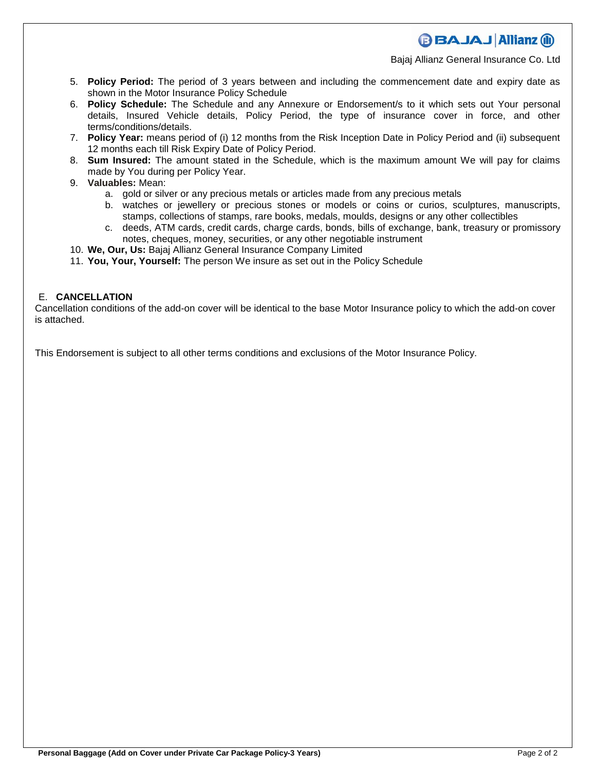5. **Policy Period:** The period of 3 years between and including the commencement date and expiry date as shown in the Motor Insurance Policy Schedule
6. **Policy Schedule:** The Schedule and any Annexure or Endorsement/s to it which sets out Your personal details, Insured Vehicle details, Policy Period, the type of insurance cover in force, and other terms/conditions/details.
7. **Policy Year:** means period of (i) 12 months from the Risk Inception Date in Policy Period and (ii) subsequent 12 months each till Risk Expiry Date of Policy Period.
8. **Sum Insured:** The amount stated in the Schedule, which is the maximum amount We will pay for claims made by You during per Policy Year.
9. **Valuables:** Mean:
    a. gold or silver or any precious metals or articles made from any precious metals
    b. watches or jewellery or precious stones or models or coins or curios, sculptures, manuscripts, stamps, collections of stamps, rare books, medals, moulds, designs or any other collectibles
    c. deeds, ATM cards, credit cards, charge cards, bonds, bills of exchange, bank, treasury or promissory notes, cheques, money, securities, or any other negotiable instrument
10. **We, Our, Us:** Bajaj Allianz General Insurance Company Limited
11. **You, Your, Yourself:** The person We insure as set out in the Policy Schedule

## E. CANCELLATION

Cancellation conditions of the add-on cover will be identical to the base Motor Insurance policy to which the add-on cover is attached.

This Endorsement is subject to all other terms conditions and exclusions of the Motor Insurance Policy.